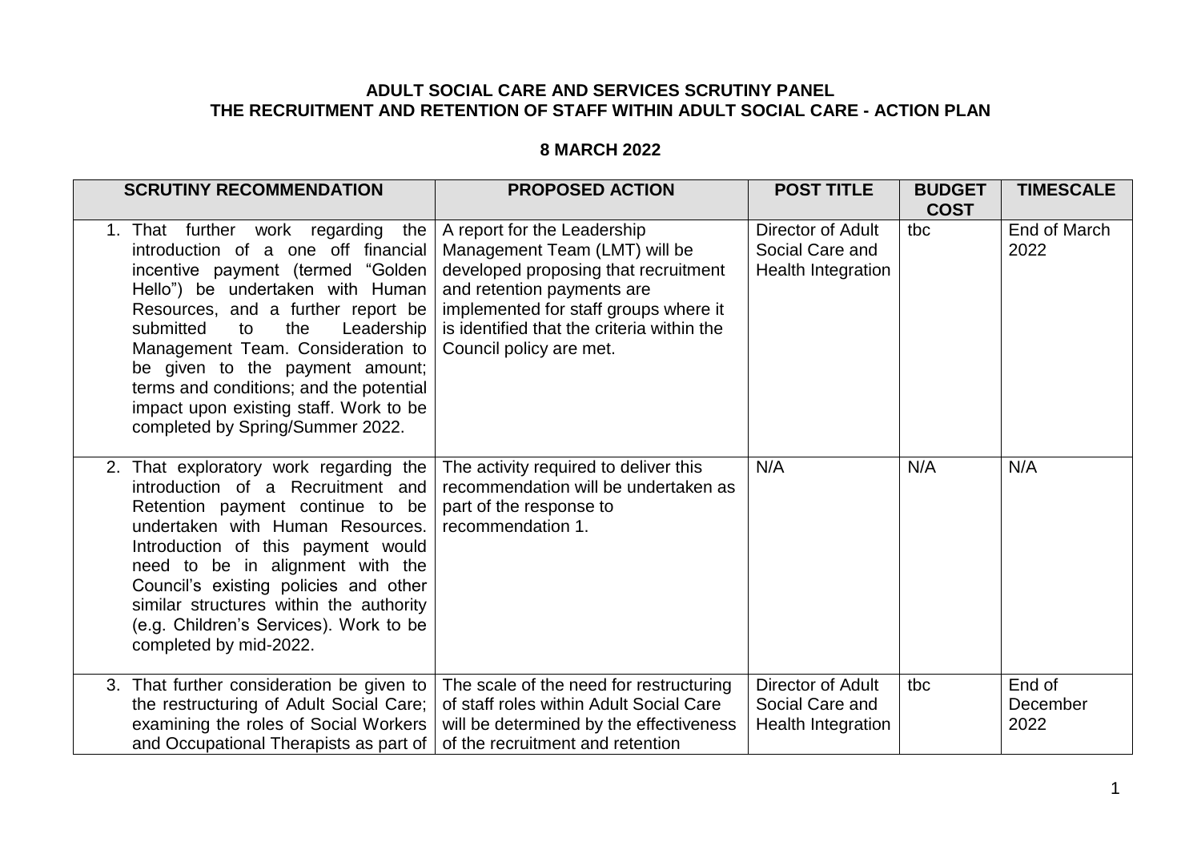**ADULT SOCIAL CARE AND SERVICES SCRUTINY PANEL**
**THE RECRUITMENT AND RETENTION OF STAFF WITHIN ADULT SOCIAL CARE - ACTION PLAN**

**8 MARCH 2022**

| SCRUTINY RECOMMENDATION | PROPOSED ACTION | POST TITLE | BUDGET COST | TIMESCALE |
|---|---|---|---|---|
| 1. That further work regarding the introduction of a one off financial incentive payment (termed "Golden Hello") be undertaken with Human Resources, and a further report be submitted to the Leadership Management Team. Consideration to be given to the payment amount; terms and conditions; and the potential impact upon existing staff. Work to be completed by Spring/Summer 2022. | A report for the Leadership Management Team (LMT) will be developed proposing that recruitment and retention payments are implemented for staff groups where it is identified that the criteria within the Council policy are met. | Director of Adult Social Care and Health Integration | tbc | End of March 2022 |
| 2. That exploratory work regarding the introduction of a Recruitment and Retention payment continue to be undertaken with Human Resources. Introduction of this payment would need to be in alignment with the Council's existing policies and other similar structures within the authority (e.g. Children's Services). Work to be completed by mid-2022. | The activity required to deliver this recommendation will be undertaken as part of the response to recommendation 1. | N/A | N/A | N/A |
| 3. That further consideration be given to the restructuring of Adult Social Care; examining the roles of Social Workers and Occupational Therapists as part of | The scale of the need for restructuring of staff roles within Adult Social Care will be determined by the effectiveness of the recruitment and retention | Director of Adult Social Care and Health Integration | tbc | End of December 2022 |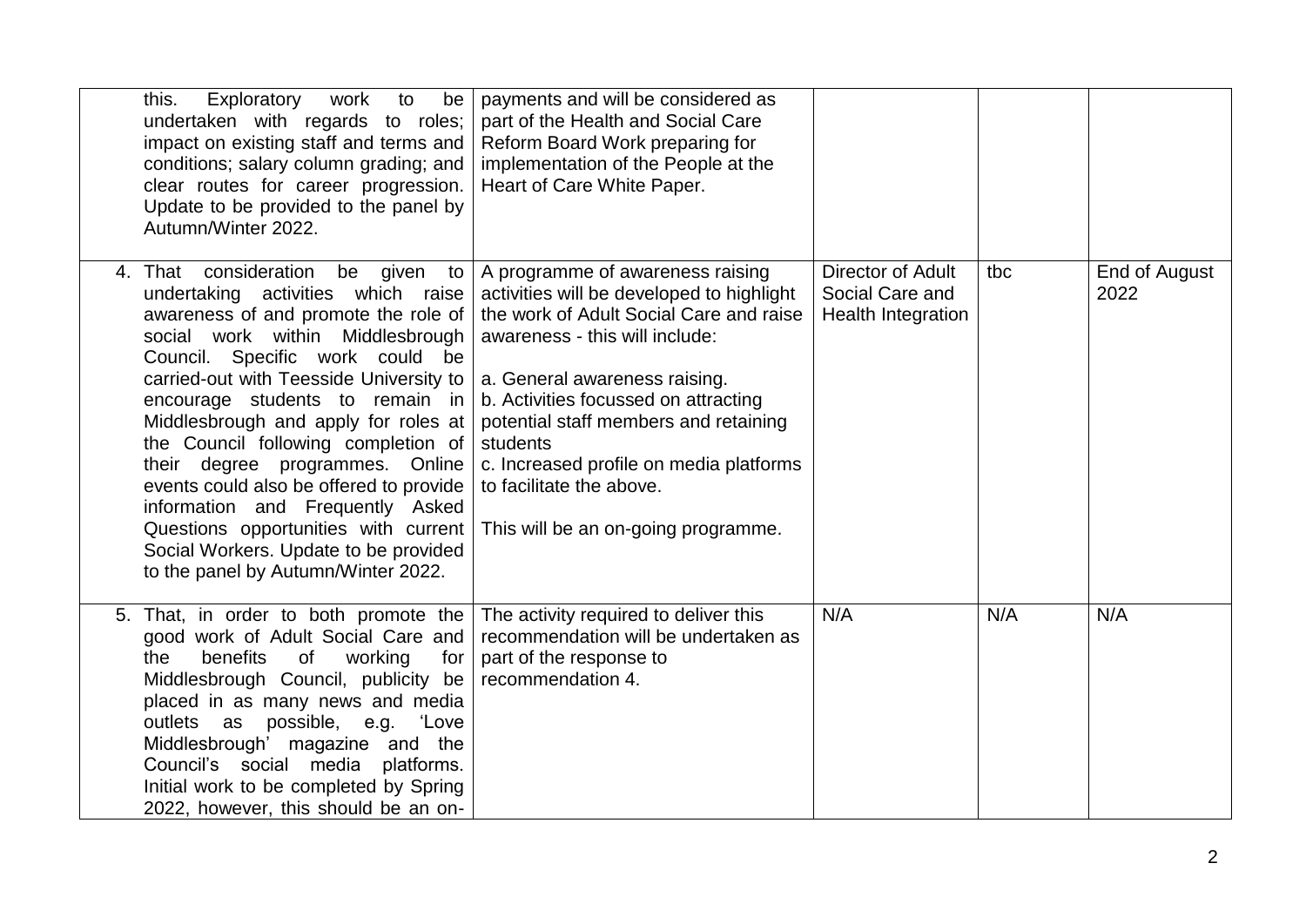| | | | | |
|---|---|---|---|---|
| this. Exploratory work to be undertaken with regards to roles; impact on existing staff and terms and conditions; salary column grading; and clear routes for career progression. Update to be provided to the panel by Autumn/Winter 2022. | payments and will be considered as part of the Health and Social Care Reform Board Work preparing for implementation of the People at the Heart of Care White Paper. | | | |
| 4. That consideration be given to undertaking activities which raise awareness of and promote the role of social work within Middlesbrough Council. Specific work could be carried-out with Teesside University to encourage students to remain in Middlesbrough and apply for roles at the Council following completion of their degree programmes. Online events could also be offered to provide information and Frequently Asked Questions opportunities with current Social Workers. Update to be provided to the panel by Autumn/Winter 2022. | A programme of awareness raising activities will be developed to highlight the work of Adult Social Care and raise awareness - this will include:<br><br>a. General awareness raising.<br>b. Activities focussed on attracting potential staff members and retaining students<br>c. Increased profile on media platforms to facilitate the above.<br><br>This will be an on-going programme. | Director of Adult Social Care and Health Integration | tbc | End of August 2022 |
| 5. That, in order to both promote the good work of Adult Social Care and the benefits of working for Middlesbrough Council, publicity be placed in as many news and media outlets as possible, e.g. 'Love Middlesbrough' magazine and the Council's social media platforms. Initial work to be completed by Spring 2022, however, this should be an on- | The activity required to deliver this recommendation will be undertaken as part of the response to recommendation 4. | N/A | N/A | N/A |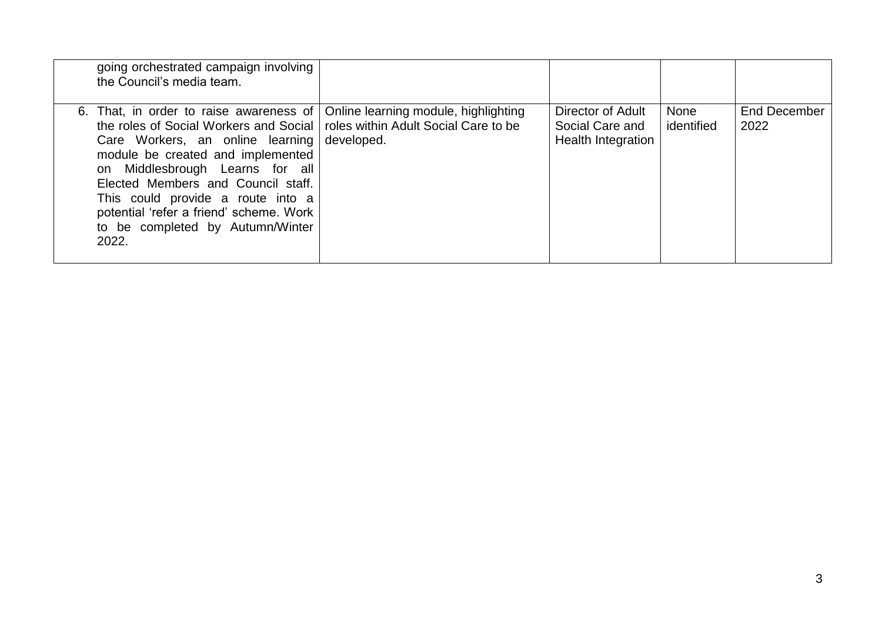| | | | | |
|---|---|---|---|---|
| going orchestrated campaign involving the Council's media team. | | | | |
| 6. That, in order to raise awareness of the roles of Social Workers and Social Care Workers, an online learning module be created and implemented on Middlesbrough Learns for all Elected Members and Council staff. This could provide a route into a potential 'refer a friend' scheme. Work to be completed by Autumn/Winter 2022. | Online learning module, highlighting roles within Adult Social Care to be developed. | Director of Adult Social Care and Health Integration | None identified | End December 2022 |